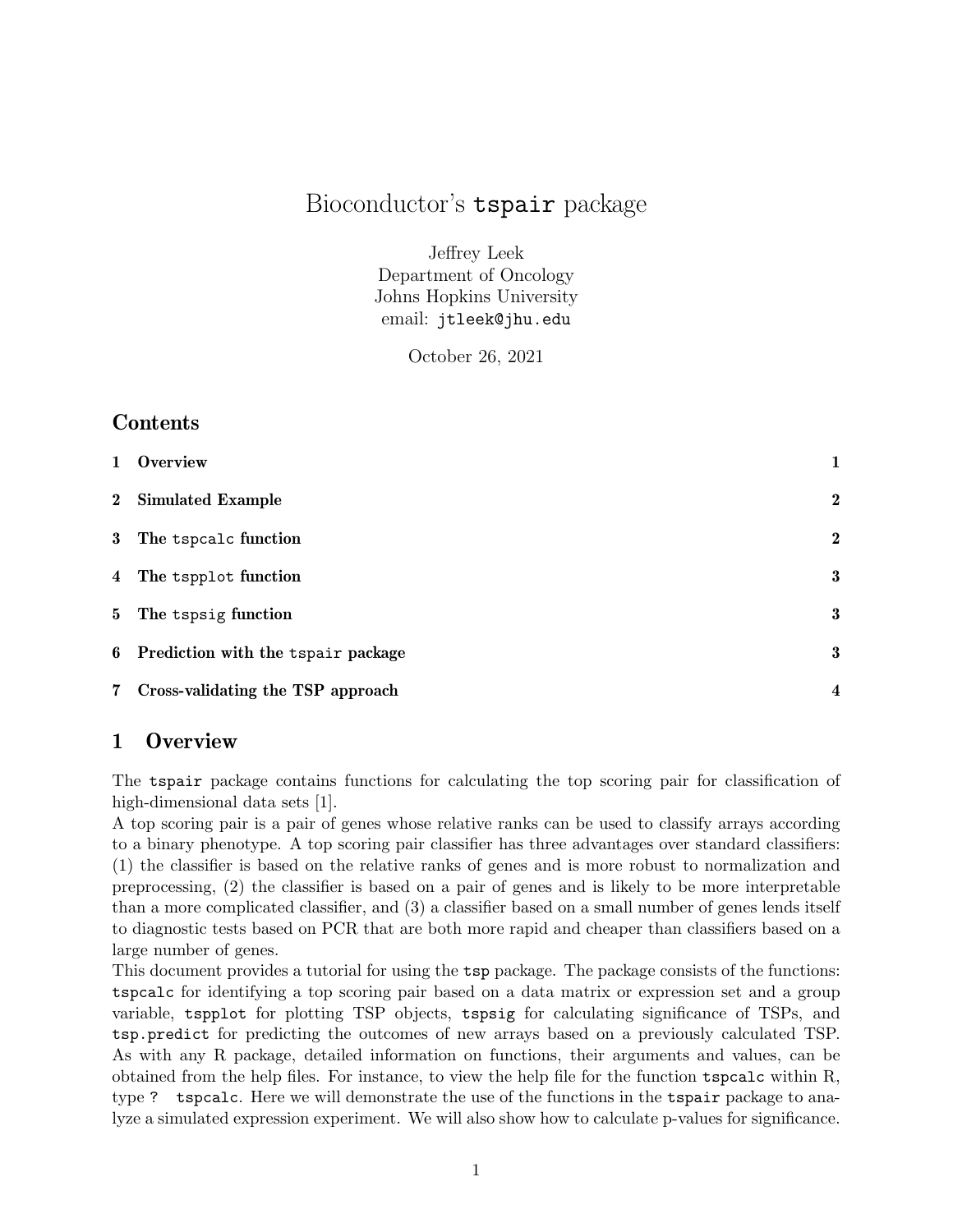# Bioconductor's `tspair` package

Jeffrey Leek
Department of Oncology
Johns Hopkins University
email: `jtleek@jhu.edu`

October 26, 2021

## Contents

| | | |
|---|---|---|
| 1 | **Overview** | **1** |
| 2 | **Simulated Example** | **2** |
| 3 | **The `tspcalc` function** | **2** |
| 4 | **The `tspplot` function** | **3** |
| 5 | **The `tspsig` function** | **3** |
| 6 | **Prediction with the `tspair` package** | **3** |
| 7 | **Cross-validating the TSP approach** | **4** |

## 1 Overview

The `tspair` package contains functions for calculating the top scoring pair for classification of high-dimensional data sets [1].

A top scoring pair is a pair of genes whose relative ranks can be used to classify arrays according to a binary phenotype. A top scoring pair classifier has three advantages over standard classifiers: (1) the classifier is based on the relative ranks of genes and is more robust to normalization and preprocessing, (2) the classifier is based on a pair of genes and is likely to be more interpretable than a more complicated classifier, and (3) a classifier based on a small number of genes lends itself to diagnostic tests based on PCR that are both more rapid and cheaper than classifiers based on a large number of genes.

This document provides a tutorial for using the `tsp` package. The package consists of the functions: `tspcalc` for identifying a top scoring pair based on a data matrix or expression set and a group variable, `tspplot` for plotting TSP objects, `tspsig` for calculating significance of TSPs, and `tsp.predict` for predicting the outcomes of new arrays based on a previously calculated TSP. As with any R package, detailed information on functions, their arguments and values, can be obtained from the help files. For instance, to view the help file for the function `tspcalc` within R, type `? tspcalc`. Here we will demonstrate the use of the functions in the `tspair` package to analyze a simulated expression experiment. We will also show how to calculate p-values for significance.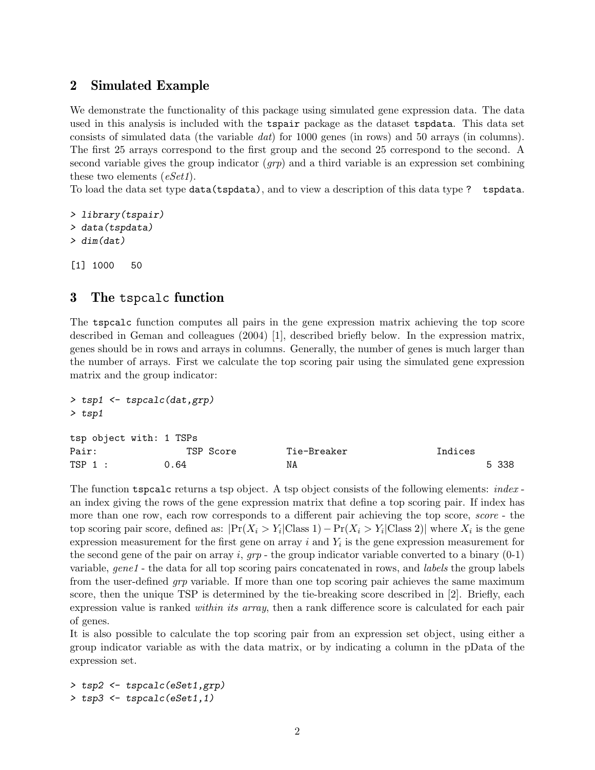## 2 Simulated Example

We demonstrate the functionality of this package using simulated gene expression data. The data used in this analysis is included with the `tspair` package as the dataset `tspdata`. This data set consists of simulated data (the variable *dat*) for 1000 genes (in rows) and 50 arrays (in columns). The first 25 arrays correspond to the first group and the second 25 correspond to the second. A second variable gives the group indicator (*grp*) and a third variable is an expression set combining these two elements (*eSet1*).
To load the data set type `data(tspdata)`, and to view a description of this data type `? tspdata`.

```
> library(tspair)
> data(tspdata)
> dim(dat)

[1] 1000   50
```

## 3 The `tspcalc` function

The `tspcalc` function computes all pairs in the gene expression matrix achieving the top score described in Geman and colleagues (2004) [1], described briefly below. In the expression matrix, genes should be in rows and arrays in columns. Generally, the number of genes is much larger than the number of arrays. First we calculate the top scoring pair using the simulated gene expression matrix and the group indicator:

```
> tsp1 <- tspcalc(dat,grp)
> tsp1

tsp object with: 1 TSPs
Pair:              TSP Score          Tie-Breaker               Indices
TSP 1 :          0.64                 NA                                 5 338
```

The function `tspcalc` returns a tsp object. A tsp object consists of the following elements: *index* - an index giving the rows of the gene expression matrix that define a top scoring pair. If index has more than one row, each row corresponds to a different pair achieving the top score, *score* - the top scoring pair score, defined as: $|\Pr(X_i > Y_i|\text{Class 1}) - \Pr(X_i > Y_i|\text{Class 2})|$ where $X_i$ is the gene expression measurement for the first gene on array $i$ and $Y_i$ is the gene expression measurement for the second gene of the pair on array $i$, *grp* - the group indicator variable converted to a binary (0-1) variable, *gene1* - the data for all top scoring pairs concatenated in rows, and *labels* the group labels from the user-defined *grp* variable. If more than one top scoring pair achieves the same maximum score, then the unique TSP is determined by the tie-breaking score described in [2]. Briefly, each expression value is ranked *within its array*, then a rank difference score is calculated for each pair of genes.
It is also possible to calculate the top scoring pair from an expression set object, using either a group indicator variable as with the data matrix, or by indicating a column in the pData of the expression set.

```
> tsp2 <- tspcalc(eSet1,grp)
> tsp3 <- tspcalc(eSet1,1)
```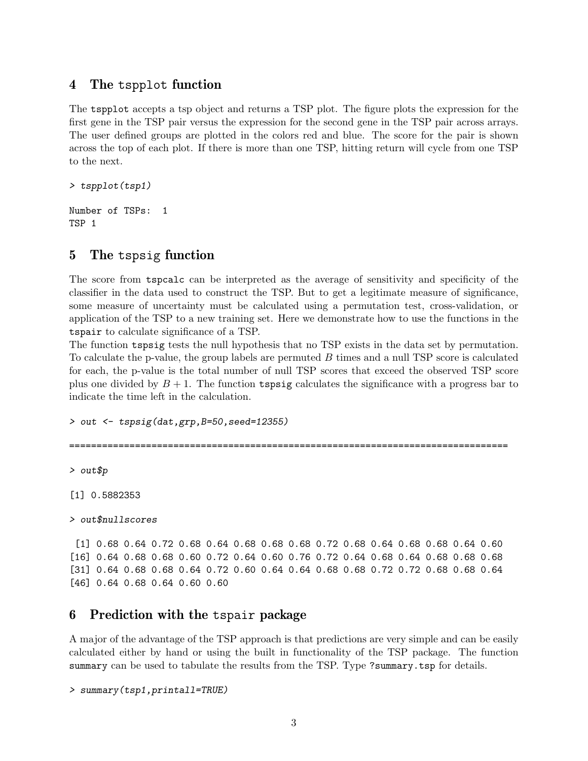## 4 The `tspplot` function

The `tspplot` accepts a tsp object and returns a TSP plot. The figure plots the expression for the first gene in the TSP pair versus the expression for the second gene in the TSP pair across arrays. The user defined groups are plotted in the colors red and blue. The score for the pair is shown across the top of each plot. If there is more than one TSP, hitting return will cycle from one TSP to the next.

```
> tspplot(tsp1)

Number of TSPs:  1
TSP 1
```

## 5 The `tspsig` function

The score from `tspcalc` can be interpreted as the average of sensitivity and specificity of the classifier in the data used to construct the TSP. But to get a legitimate measure of significance, some measure of uncertainty must be calculated using a permutation test, cross-validation, or application of the TSP to a new training set. Here we demonstrate how to use the functions in the `tspair` to calculate significance of a TSP.

The function `tspsig` tests the null hypothesis that no TSP exists in the data set by permutation. To calculate the p-value, the group labels are permuted $B$ times and a null TSP score is calculated for each, the p-value is the total number of null TSP scores that exceed the observed TSP score plus one divided by $B + 1$. The function `tspsig` calculates the significance with a progress bar to indicate the time left in the calculation.

```
> out <- tspsig(dat,grp,B=50,seed=12355)

================================================================================

> out$p

[1] 0.5882353

> out$nullscores

 [1] 0.68 0.64 0.72 0.68 0.64 0.68 0.68 0.68 0.72 0.68 0.64 0.68 0.68 0.64 0.60
[16] 0.64 0.68 0.68 0.60 0.72 0.64 0.60 0.76 0.72 0.64 0.68 0.64 0.68 0.68 0.68
[31] 0.64 0.68 0.68 0.64 0.72 0.60 0.64 0.64 0.68 0.68 0.72 0.72 0.68 0.68 0.64
[46] 0.64 0.68 0.64 0.60 0.60
```

## 6 Prediction with the `tspair` package

A major of the advantage of the TSP approach is that predictions are very simple and can be easily calculated either by hand or using the built in functionality of the TSP package. The function `summary` can be used to tabulate the results from the TSP. Type `?summary.tsp` for details.

```
> summary(tsp1,printall=TRUE)
```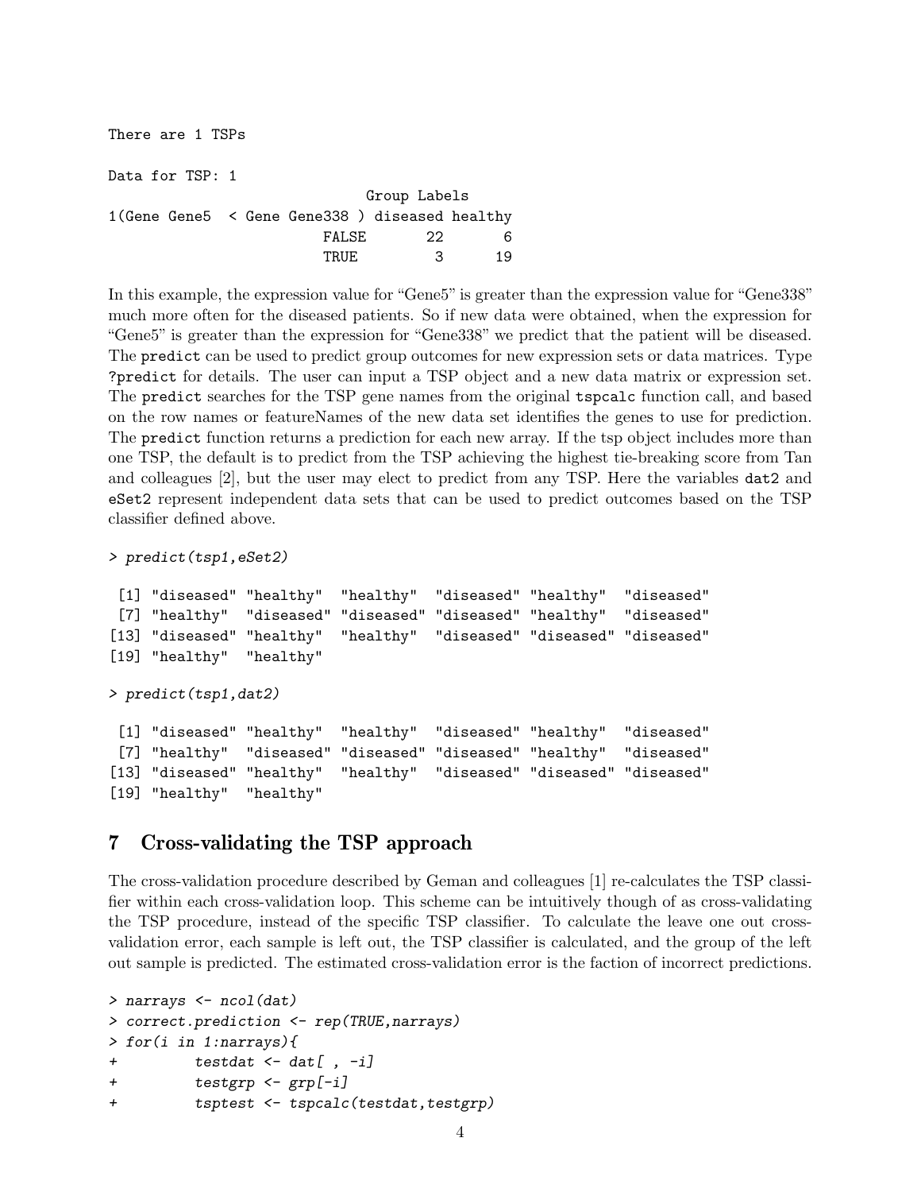```
There are 1 TSPs

Data for TSP: 1
                              Group Labels
1(Gene Gene5  < Gene Gene338 ) diseased healthy
                         FALSE       22       6
                         TRUE         3      19
```

In this example, the expression value for "Gene5" is greater than the expression value for "Gene338" much more often for the diseased patients. So if new data were obtained, when the expression for "Gene5" is greater than the expression for "Gene338" we predict that the patient will be diseased. The `predict` can be used to predict group outcomes for new expression sets or data matrices. Type `?predict` for details. The user can input a TSP object and a new data matrix or expression set. The `predict` searches for the TSP gene names from the original `tspcalc` function call, and based on the row names or featureNames of the new data set identifies the genes to use for prediction. The `predict` function returns a prediction for each new array. If the tsp object includes more than one TSP, the default is to predict from the TSP achieving the highest tie-breaking score from Tan and colleagues [2], but the user may elect to predict from any TSP. Here the variables `dat2` and `eSet2` represent independent data sets that can be used to predict outcomes based on the TSP classifier defined above.

```
> predict(tsp1,eSet2)

 [1] "diseased" "healthy"  "healthy"  "diseased" "healthy"  "diseased"
 [7] "healthy"  "diseased" "diseased" "diseased" "healthy"  "diseased"
[13] "diseased" "healthy"  "healthy"  "diseased" "diseased" "diseased"
[19] "healthy"  "healthy"

> predict(tsp1,dat2)

 [1] "diseased" "healthy"  "healthy"  "diseased" "healthy"  "diseased"
 [7] "healthy"  "diseased" "diseased" "diseased" "healthy"  "diseased"
[13] "diseased" "healthy"  "healthy"  "diseased" "diseased" "diseased"
[19] "healthy"  "healthy"
```

## 7 Cross-validating the TSP approach

The cross-validation procedure described by Geman and colleagues [1] re-calculates the TSP classifier within each cross-validation loop. This scheme can be intuitively though of as cross-validating the TSP procedure, instead of the specific TSP classifier. To calculate the leave one out cross-validation error, each sample is left out, the TSP classifier is calculated, and the group of the left out sample is predicted. The estimated cross-validation error is the faction of incorrect predictions.

```
> narrays <- ncol(dat)
> correct.prediction <- rep(TRUE,narrays)
> for(i in 1:narrays){
+         testdat <- dat[ , -i]
+         testgrp <- grp[-i]
+         tsptest <- tspcalc(testdat,testgrp)
```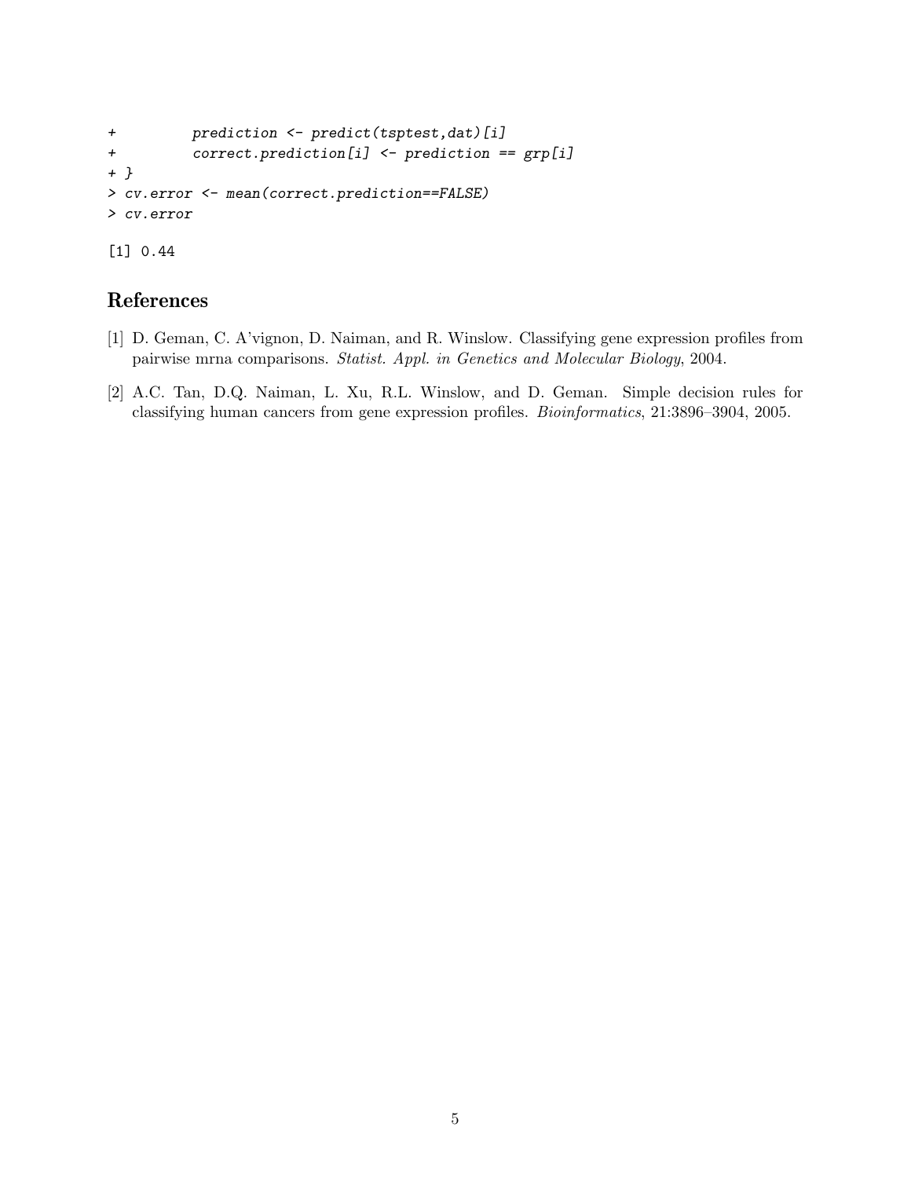```
+          prediction <- predict(tsptest,dat)[i]
+          correct.prediction[i] <- prediction == grp[i]
+ }
> cv.error <- mean(correct.prediction==FALSE)
> cv.error
```

```
[1] 0.44
```

## References

[1] D. Geman, C. A'vignon, D. Naiman, and R. Winslow. Classifying gene expression profiles from pairwise mrna comparisons. *Statist. Appl. in Genetics and Molecular Biology*, 2004.

[2] A.C. Tan, D.Q. Naiman, L. Xu, R.L. Winslow, and D. Geman. Simple decision rules for classifying human cancers from gene expression profiles. *Bioinformatics*, 21:3896–3904, 2005.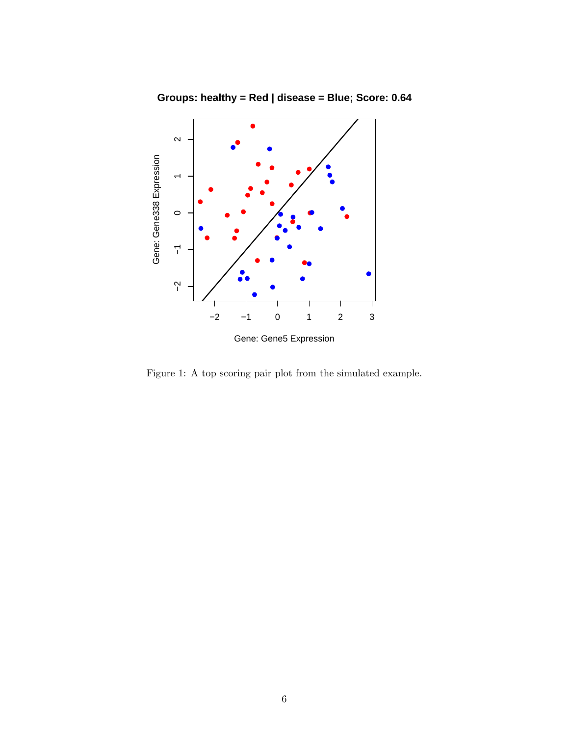Groups: healthy = Red | disease = Blue; Score: 0.64

Gene: Gene338 Expression

Gene: Gene5 Expression

−2 −1 0 1 2 3

−2 −1 0 1 2

Figure 1: A top scoring pair plot from the simulated example.